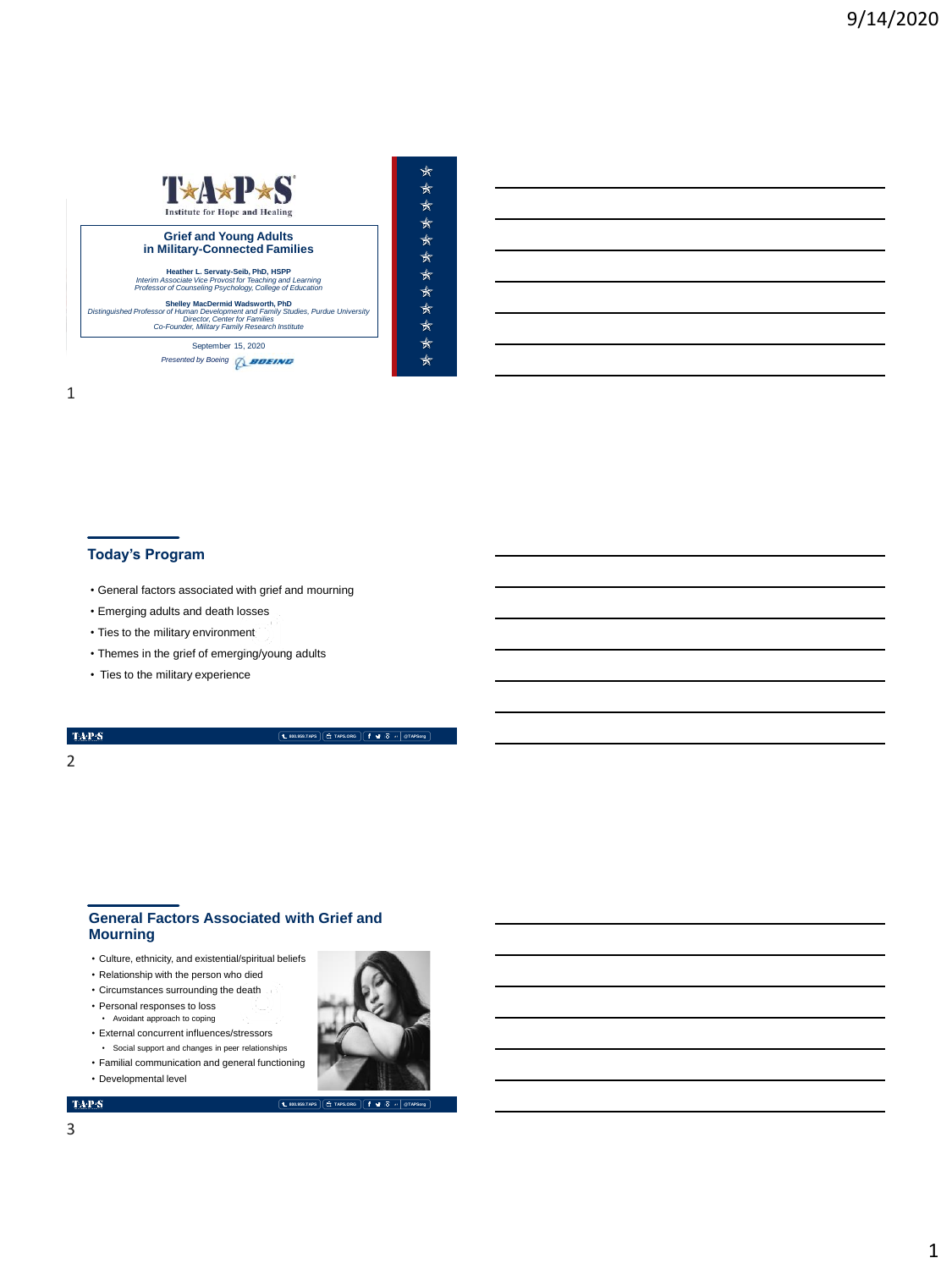# TAPS

Institute for Hope and Healing

## Grief and Young Adults in Military-Connected Families

**Heather L. Servaty-Seib, PhD, HSPP**
*Interim Associate Vice Provost for Teaching and Learning*
*Professor of Counseling Psychology, College of Education*

**Shelley MacDermid Wadsworth, PhD**
*Distinguished Professor of Human Development and Family Studies, Purdue University*
*Director, Center for Families*
*Co-Founder, Military Family Research Institute*

September 15, 2020

*Presented by Boeing*

## Today's Program

- General factors associated with grief and mourning
- Emerging adults and death losses
- Ties to the military environment
- Themes in the grief of emerging/young adults
- Ties to the military experience

## General Factors Associated with Grief and Mourning

- Culture, ethnicity, and existential/spiritual beliefs
- Relationship with the person who died
- Circumstances surrounding the death
- Personal responses to loss
  - Avoidant approach to coping
- External concurrent influences/stressors
  - Social support and changes in peer relationships
- Familial communication and general functioning
- Developmental level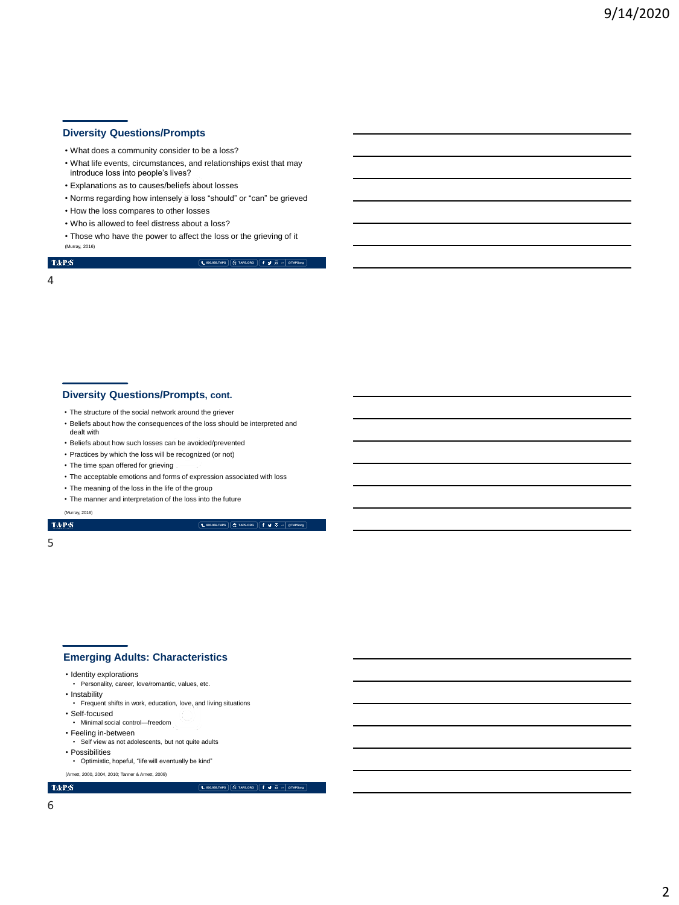## Diversity Questions/Prompts

- What does a community consider to be a loss?
- What life events, circumstances, and relationships exist that may introduce loss into people's lives?
- Explanations as to causes/beliefs about losses
- Norms regarding how intensely a loss "should" or "can" be grieved
- How the loss compares to other losses
- Who is allowed to feel distress about a loss?
- Those who have the power to affect the loss or the grieving of it

(Murray, 2016)

## Diversity Questions/Prompts, cont.

- The structure of the social network around the griever
- Beliefs about how the consequences of the loss should be interpreted and dealt with
- Beliefs about how such losses can be avoided/prevented
- Practices by which the loss will be recognized (or not)
- The time span offered for grieving
- The acceptable emotions and forms of expression associated with loss
- The meaning of the loss in the life of the group
- The manner and interpretation of the loss into the future

(Murray, 2016)

## Emerging Adults: Characteristics

- Identity explorations
  - Personality, career, love/romantic, values, etc.
- Instability
  - Frequent shifts in work, education, love, and living situations
- Self-focused
  - Minimal social control—freedom
- Feeling in-between
  - Self view as not adolescents, but not quite adults
- Possibilities
  - Optimistic, hopeful, "life will eventually be kind"

(Arnett, 2000, 2004, 2010; Tanner & Arnett, 2009)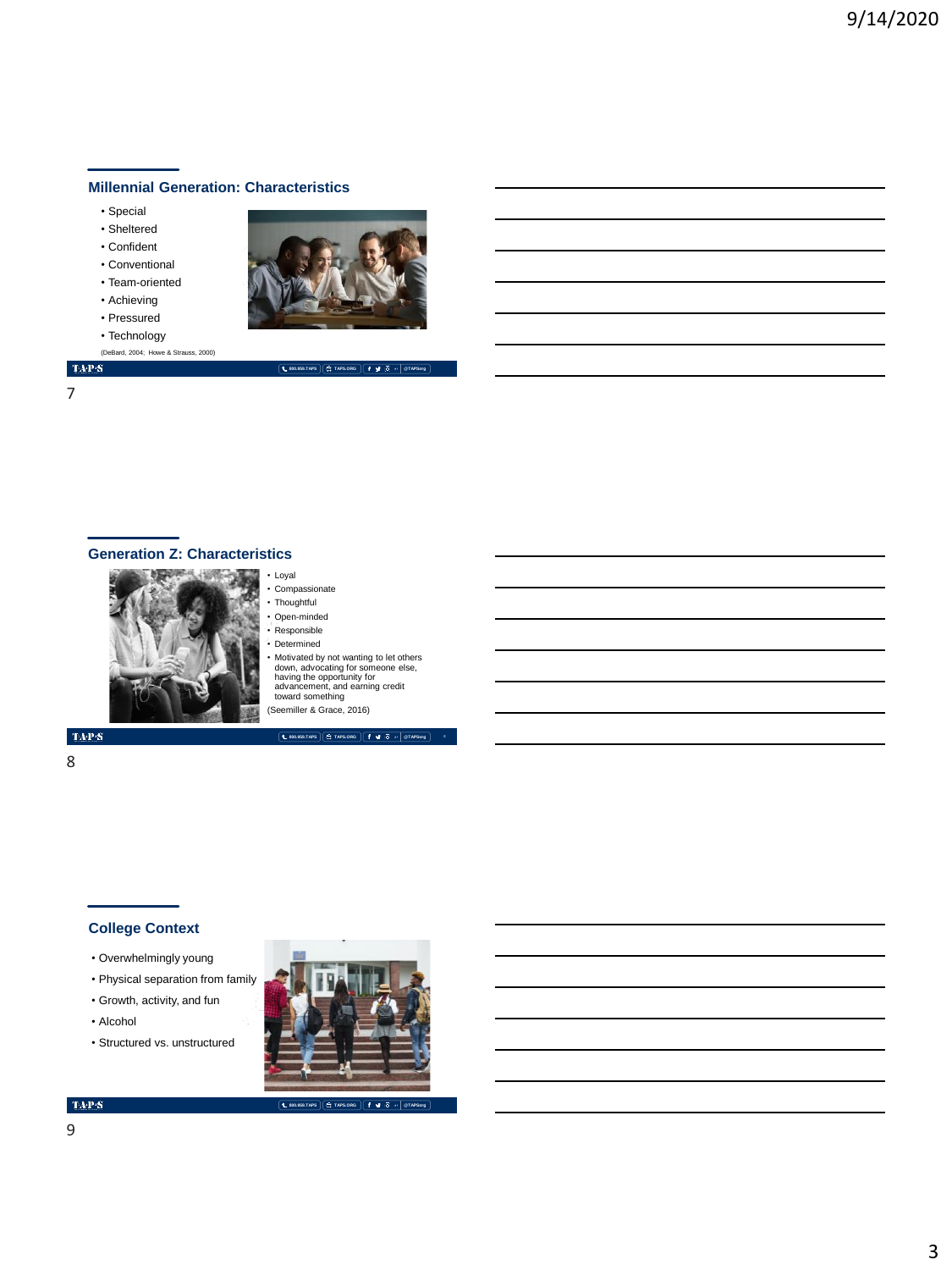## Millennial Generation: Characteristics

- Special
- Sheltered
- Confident
- Conventional
- Team-oriented
- Achieving
- Pressured
- Technology

(DeBard, 2004; Howe & Strauss, 2000)

## Generation Z: Characteristics

- Loyal
- Compassionate
- Thoughtful
- Open-minded
- Responsible
- Determined
- Motivated by not wanting to let others down, advocating for someone else, having the opportunity for advancement, and earning credit toward something

(Seemiller & Grace, 2016)

## College Context

- Overwhelmingly young
- Physical separation from family
- Growth, activity, and fun
- Alcohol
- Structured vs. unstructured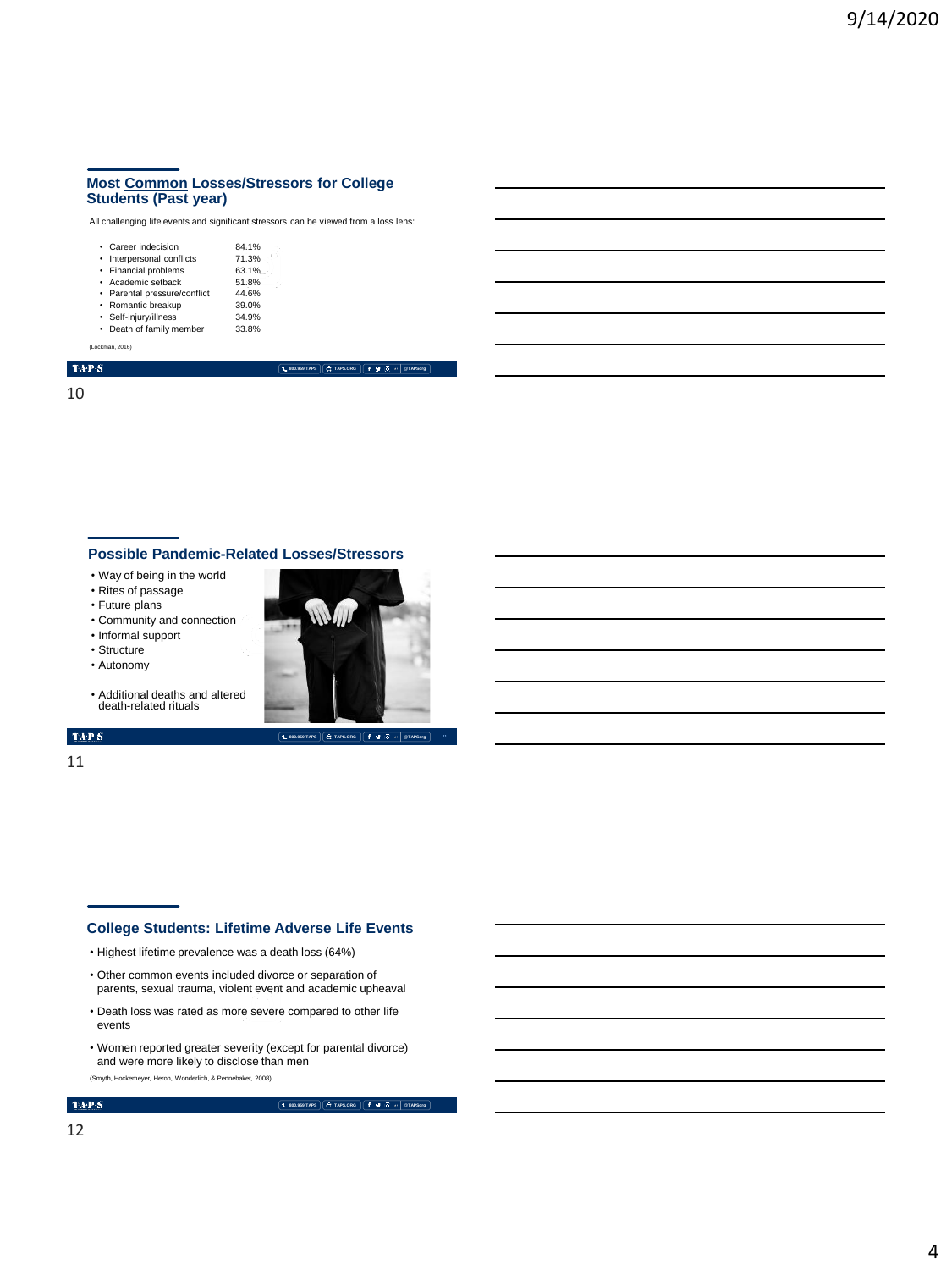## Most Common Losses/Stressors for College Students (Past year)

All challenging life events and significant stressors can be viewed from a loss lens:

| Loss/Stressor | Percent |
|---|---|
| Career indecision | 84.1% |
| Interpersonal conflicts | 71.3% |
| Financial problems | 63.1% |
| Academic setback | 51.8% |
| Parental pressure/conflict | 44.6% |
| Romantic breakup | 39.0% |
| Self-injury/illness | 34.9% |
| Death of family member | 33.8% |

(Lockman, 2016)

## Possible Pandemic-Related Losses/Stressors

- Way of being in the world
- Rites of passage
- Future plans
- Community and connection
- Informal support
- Structure
- Autonomy
- Additional deaths and altered death-related rituals

## College Students: Lifetime Adverse Life Events

- Highest lifetime prevalence was a death loss (64%)
- Other common events included divorce or separation of parents, sexual trauma, violent event and academic upheaval
- Death loss was rated as more severe compared to other life events
- Women reported greater severity (except for parental divorce) and were more likely to disclose than men

(Smyth, Hockemeyer, Heron, Wonderlich, & Pennebaker, 2008)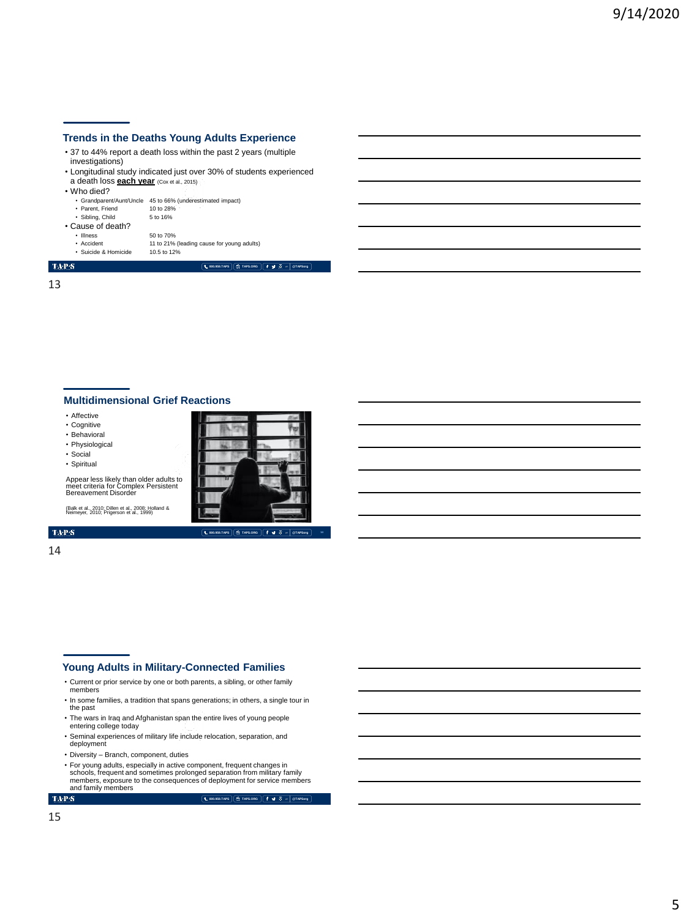## Trends in the Deaths Young Adults Experience

- 37 to 44% report a death loss within the past 2 years (multiple investigations)
- Longitudinal study indicated just over 30% of students experienced a death loss **each year** (Cox et al., 2015)
- Who died?
  - Grandparent/Aunt/Uncle 45 to 66% (underestimated impact)
  - Parent, Friend 10 to 28%
  - Sibling, Child 5 to 16%
- Cause of death?
  - Illness 50 to 70%
  - Accident 11 to 21% (leading cause for young adults)
  - Suicide & Homicide 10.5 to 12%

## Multidimensional Grief Reactions

- Affective
- Cognitive
- Behavioral
- Physiological
- Social
- Spiritual

Appear less likely than older adults to meet criteria for Complex Persistent Bereavement Disorder

(Balk et al., 2010; Dillen et al., 2008; Holland & Neimeyer, 2010; Prigerson et al., 1999)

## Young Adults in Military-Connected Families

- Current or prior service by one or both parents, a sibling, or other family members
- In some families, a tradition that spans generations; in others, a single tour in the past
- The wars in Iraq and Afghanistan span the entire lives of young people entering college today
- Seminal experiences of military life include relocation, separation, and deployment
- Diversity – Branch, component, duties
- For young adults, especially in active component, frequent changes in schools, frequent and sometimes prolonged separation from military family members, exposure to the consequences of deployment for service members and family members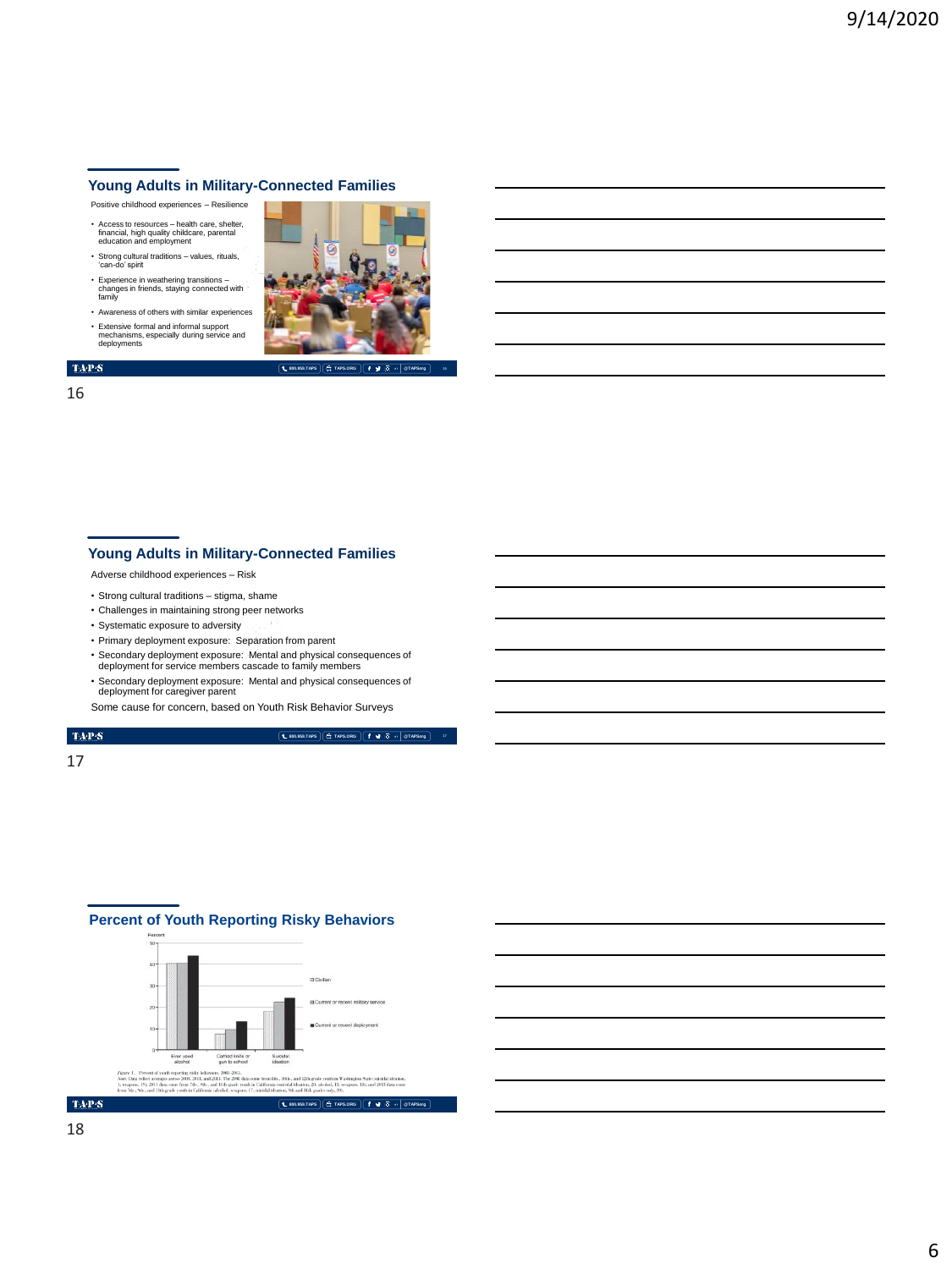## Young Adults in Military-Connected Families

Positive childhood experiences – Resilience

- Access to resources – health care, shelter, financial, high quality childcare, parental education and employment
- Strong cultural traditions – values, rituals, 'can-do' spirit
- Experience in weathering transitions – changes in friends, staying connected with family
- Awareness of others with similar experiences
- Extensive formal and informal support mechanisms, especially during service and deployments

## Young Adults in Military-Connected Families

Adverse childhood experiences – Risk

- Strong cultural traditions – stigma, shame
- Challenges in maintaining strong peer networks
- Systematic exposure to adversity
- Primary deployment exposure: Separation from parent
- Secondary deployment exposure: Mental and physical consequences of deployment for service members cascade to family members
- Secondary deployment exposure: Mental and physical consequences of deployment for caregiver parent

Some cause for concern, based on Youth Risk Behavior Surveys

## Percent of Youth Reporting Risky Behaviors

Percent

| | Civilian | Current or recent military service | Current or recent deployment |
|---|---|---|---|
| Ever used alcohol | 40 | 40 | 44 |
| Carried knife or gun to school | 7 | 9 | 13 |
| Suicidal ideation | 18 | 22 | 24 |

*Figure 1.* Percent of youth reporting risky behaviors, 2008–2013.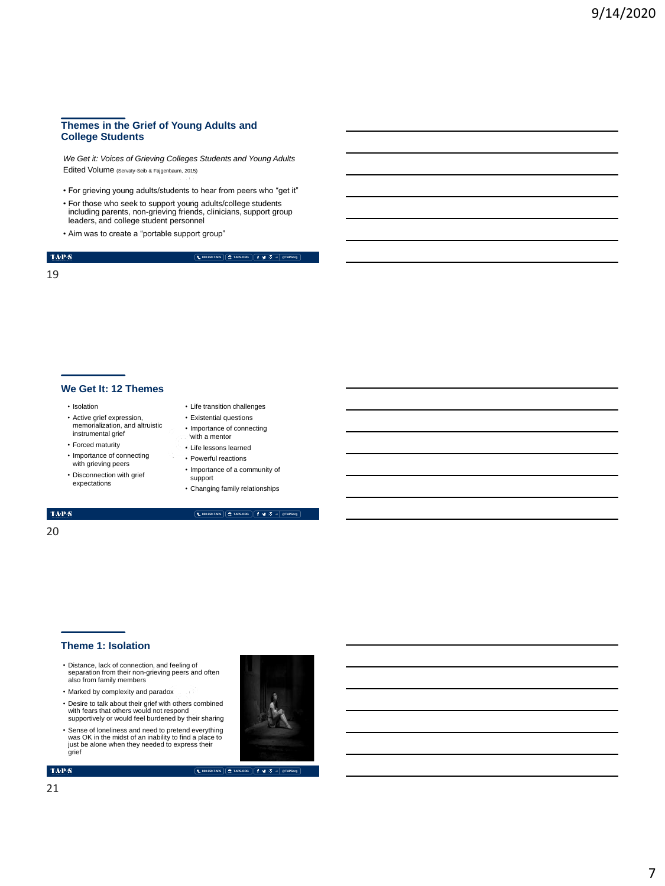## Themes in the Grief of Young Adults and College Students

*We Get it: Voices of Grieving Colleges Students and Young Adults* Edited Volume (Servaty-Seib & Fajgenbaum, 2015)

- For grieving young adults/students to hear from peers who "get it"
- For those who seek to support young adults/college students including parents, non-grieving friends, clinicians, support group leaders, and college student personnel
- Aim was to create a "portable support group"

## We Get It: 12 Themes

- Isolation
- Active grief expression, memorialization, and altruistic instrumental grief
- Forced maturity
- Importance of connecting with grieving peers
- Disconnection with grief expectations
- Life transition challenges
- Existential questions
- Importance of connecting with a mentor
- Life lessons learned
- Powerful reactions
- Importance of a community of support
- Changing family relationships

## Theme 1: Isolation

- Distance, lack of connection, and feeling of separation from their non-grieving peers and often also from family members
- Marked by complexity and paradox
- Desire to talk about their grief with others combined with fears that others would not respond supportively or would feel burdened by their sharing
- Sense of loneliness and need to pretend everything was OK in the midst of an inability to find a place to just be alone when they needed to express their grief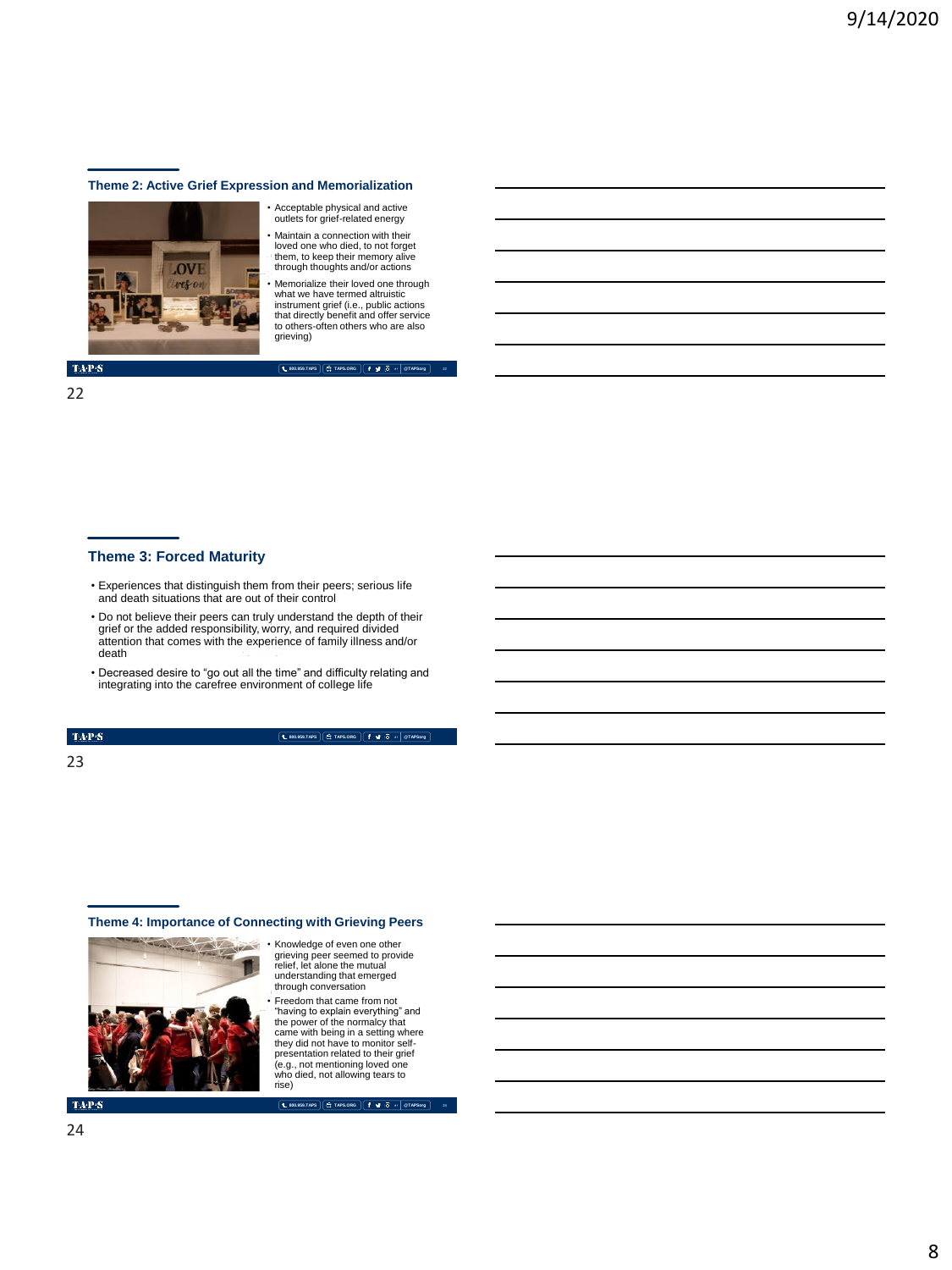## Theme 2: Active Grief Expression and Memorialization

- Acceptable physical and active outlets for grief-related energy
- Maintain a connection with their loved one who died, to not forget them, to keep their memory alive through thoughts and/or actions
- Memorialize their loved one through what we have termed altruistic instrument grief (i.e., public actions that directly benefit and offer service to others-often others who are also grieving)

## Theme 3: Forced Maturity

- Experiences that distinguish them from their peers; serious life and death situations that are out of their control
- Do not believe their peers can truly understand the depth of their grief or the added responsibility, worry, and required divided attention that comes with the experience of family illness and/or death
- Decreased desire to "go out all the time" and difficulty relating and integrating into the carefree environment of college life

## Theme 4: Importance of Connecting with Grieving Peers

- Knowledge of even one other grieving peer seemed to provide relief, let alone the mutual understanding that emerged through conversation
- Freedom that came from not "having to explain everything" and the power of the normalcy that came with being in a setting where they did not have to monitor self-presentation related to their grief (e.g., not mentioning loved one who died, not allowing tears to rise)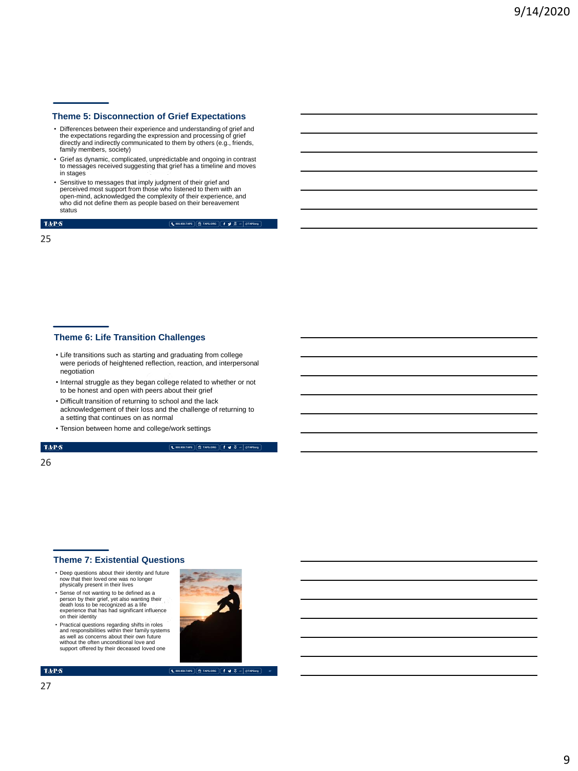## Theme 5: Disconnection of Grief Expectations

- Differences between their experience and understanding of grief and the expectations regarding the expression and processing of grief directly and indirectly communicated to them by others (e.g., friends, family members, society)
- Grief as dynamic, complicated, unpredictable and ongoing in contrast to messages received suggesting that grief has a timeline and moves in stages
- Sensitive to messages that imply judgment of their grief and perceived most support from those who listened to them with an open-mind, acknowledged the complexity of their experience, and who did not define them as people based on their bereavement status

## Theme 6: Life Transition Challenges

- Life transitions such as starting and graduating from college were periods of heightened reflection, reaction, and interpersonal negotiation
- Internal struggle as they began college related to whether or not to be honest and open with peers about their grief
- Difficult transition of returning to school and the lack acknowledgement of their loss and the challenge of returning to a setting that continues on as normal
- Tension between home and college/work settings

## Theme 7: Existential Questions

- Deep questions about their identity and future now that their loved one was no longer physically present in their lives
- Sense of not wanting to be defined as a person by their grief, yet also wanting their death loss to be recognized as a life experience that has had significant influence on their identity
- Practical questions regarding shifts in roles and responsibilities within their family systems as well as concerns about their own future without the often unconditional love and support offered by their deceased loved one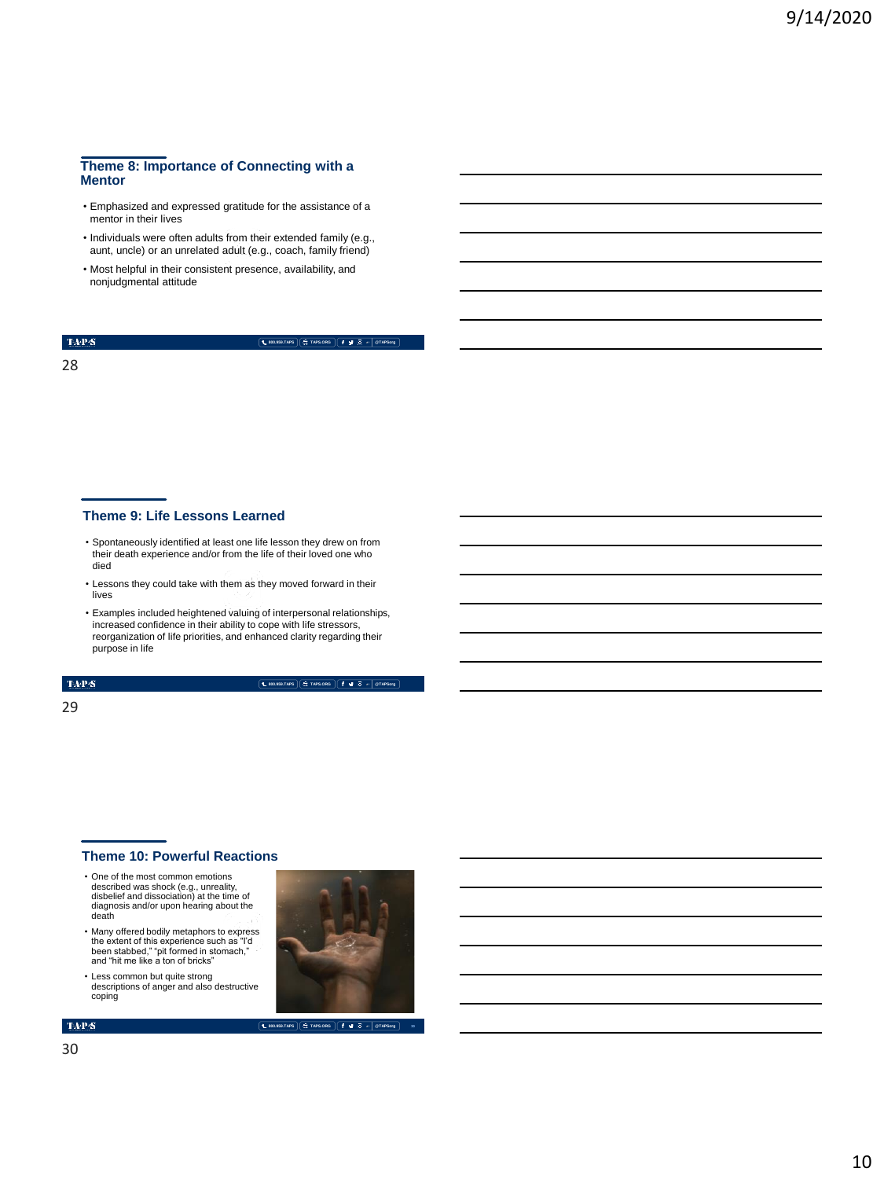## Theme 8: Importance of Connecting with a Mentor

- Emphasized and expressed gratitude for the assistance of a mentor in their lives
- Individuals were often adults from their extended family (e.g., aunt, uncle) or an unrelated adult (e.g., coach, family friend)
- Most helpful in their consistent presence, availability, and nonjudgmental attitude

## Theme 9: Life Lessons Learned

- Spontaneously identified at least one life lesson they drew on from their death experience and/or from the life of their loved one who died
- Lessons they could take with them as they moved forward in their lives
- Examples included heightened valuing of interpersonal relationships, increased confidence in their ability to cope with life stressors, reorganization of life priorities, and enhanced clarity regarding their purpose in life

## Theme 10: Powerful Reactions

- One of the most common emotions described was shock (e.g., unreality, disbelief and dissociation) at the time of diagnosis and/or upon hearing about the death
- Many offered bodily metaphors to express the extent of this experience such as "I'd been stabbed," "pit formed in stomach," and "hit me like a ton of bricks"
- Less common but quite strong descriptions of anger and also destructive coping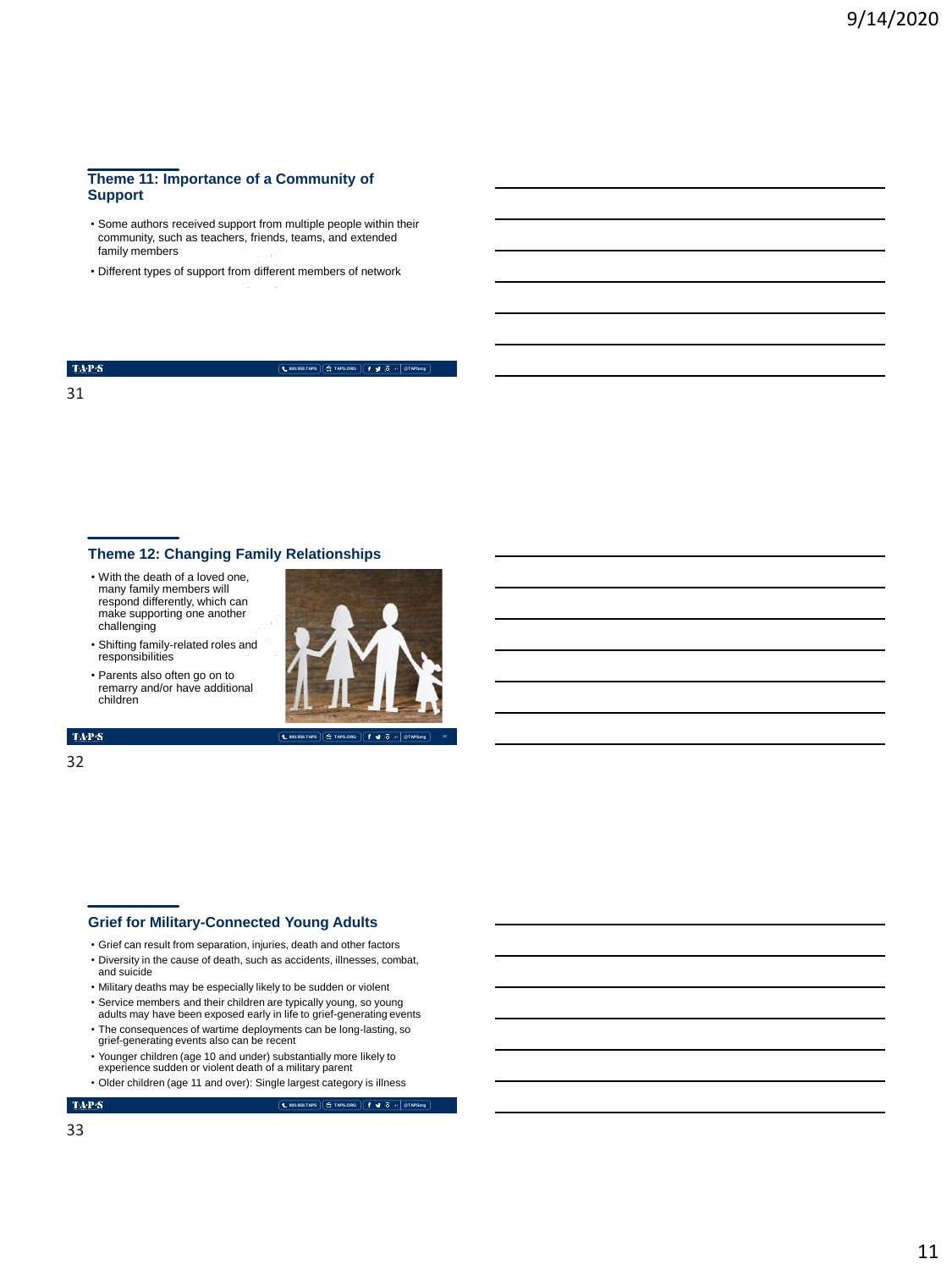## Theme 11: Importance of a Community of Support

- Some authors received support from multiple people within their community, such as teachers, friends, teams, and extended family members
- Different types of support from different members of network

## Theme 12: Changing Family Relationships

- With the death of a loved one, many family members will respond differently, which can make supporting one another challenging
- Shifting family-related roles and responsibilities
- Parents also often go on to remarry and/or have additional children

## Grief for Military-Connected Young Adults

- Grief can result from separation, injuries, death and other factors
- Diversity in the cause of death, such as accidents, illnesses, combat, and suicide
- Military deaths may be especially likely to be sudden or violent
- Service members and their children are typically young, so young adults may have been exposed early in life to grief-generating events
- The consequences of wartime deployments can be long-lasting, so grief-generating events also can be recent
- Younger children (age 10 and under) substantially more likely to experience sudden or violent death of a military parent
- Older children (age 11 and over): Single largest category is illness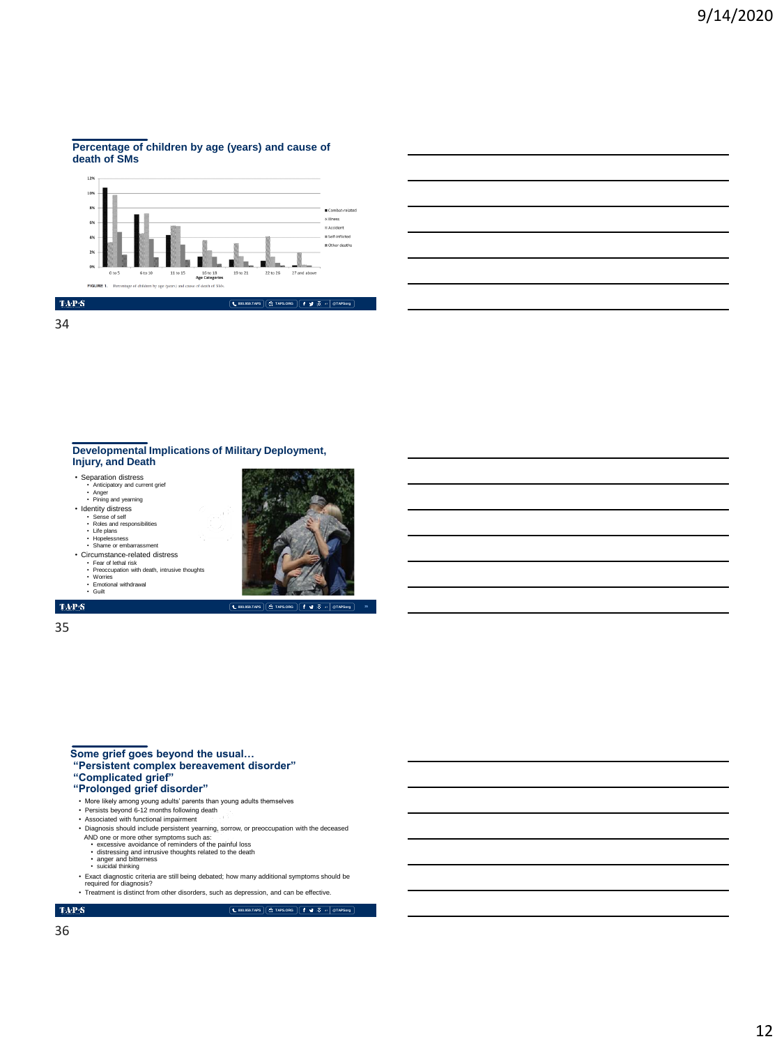## Percentage of children by age (years) and cause of death of SMs

FIGURE 1. Percentage of children by age (years) and cause of death of SMs.

## Developmental Implications of Military Deployment, Injury, and Death

- Separation distress
  - Anticipatory and current grief
  - Anger
  - Pining and yearning
- Identity distress
  - Sense of self
  - Roles and responsibilities
  - Life plans
  - Hopelessness
  - Shame or embarrassment
- Circumstance-related distress
  - Fear of lethal risk
  - Preoccupation with death, intrusive thoughts
  - Worries
  - Emotional withdrawal
  - Guilt

## Some grief goes beyond the usual…

## "Persistent complex bereavement disorder"

## "Complicated grief"

## "Prolonged grief disorder"

- More likely among young adults' parents than young adults themselves
- Persists beyond 6-12 months following death
- Associated with functional impairment
- Diagnosis should include persistent yearning, sorrow, or preoccupation with the deceased AND one or more other symptoms such as:
  - excessive avoidance of reminders of the painful loss
  - distressing and intrusive thoughts related to the death
  - anger and bitterness
  - suicidal thinking
- Exact diagnostic criteria are still being debated; how many additional symptoms should be required for diagnosis?
- Treatment is distinct from other disorders, such as depression, and can be effective.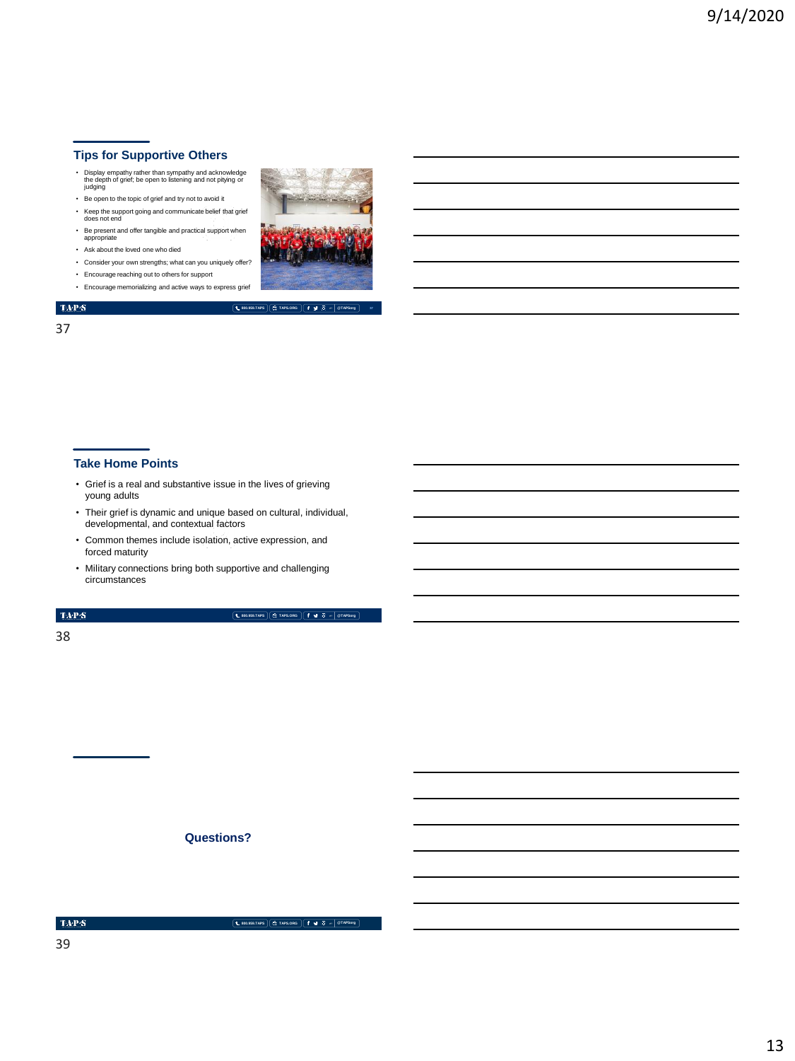## Tips for Supportive Others

- Display empathy rather than sympathy and acknowledge the depth of grief; be open to listening and not pitying or judging
- Be open to the topic of grief and try not to avoid it
- Keep the support going and communicate belief that grief does not end
- Be present and offer tangible and practical support when appropriate
- Ask about the loved one who died
- Consider your own strengths; what can you uniquely offer?
- Encourage reaching out to others for support
- Encourage memorializing and active ways to express grief

37

## Take Home Points

- Grief is a real and substantive issue in the lives of grieving young adults
- Their grief is dynamic and unique based on cultural, individual, developmental, and contextual factors
- Common themes include isolation, active expression, and forced maturity
- Military connections bring both supportive and challenging circumstances

38

**Questions?**

39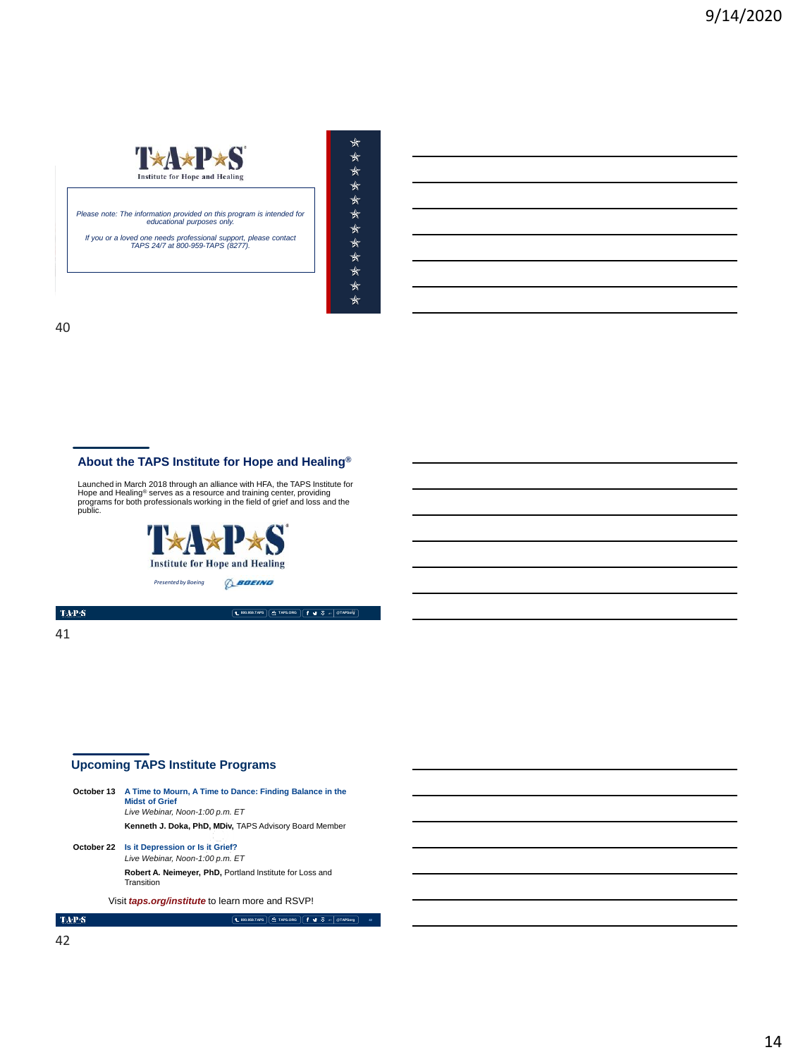**TAPS**
Institute for Hope and Healing

*Please note: The information provided on this program is intended for educational purposes only.*

*If you or a loved one needs professional support, please contact TAPS 24/7 at 800-959-TAPS (8277).*

## About the TAPS Institute for Hope and Healing®

Launched in March 2018 through an alliance with HFA, the TAPS Institute for Hope and Healing® serves as a resource and training center, providing programs for both professionals working in the field of grief and loss and the public.

**TAPS**
Institute for Hope and Healing

*Presented by Boeing* BOEING

## Upcoming TAPS Institute Programs

**October 13** **A Time to Mourn, A Time to Dance: Finding Balance in the Midst of Grief**
*Live Webinar, Noon-1:00 p.m. ET*
**Kenneth J. Doka, PhD, MDiv,** TAPS Advisory Board Member

**October 22** **Is it Depression or Is it Grief?**
*Live Webinar, Noon-1:00 p.m. ET*
**Robert A. Neimeyer, PhD,** Portland Institute for Loss and Transition

Visit ***taps.org/institute*** to learn more and RSVP!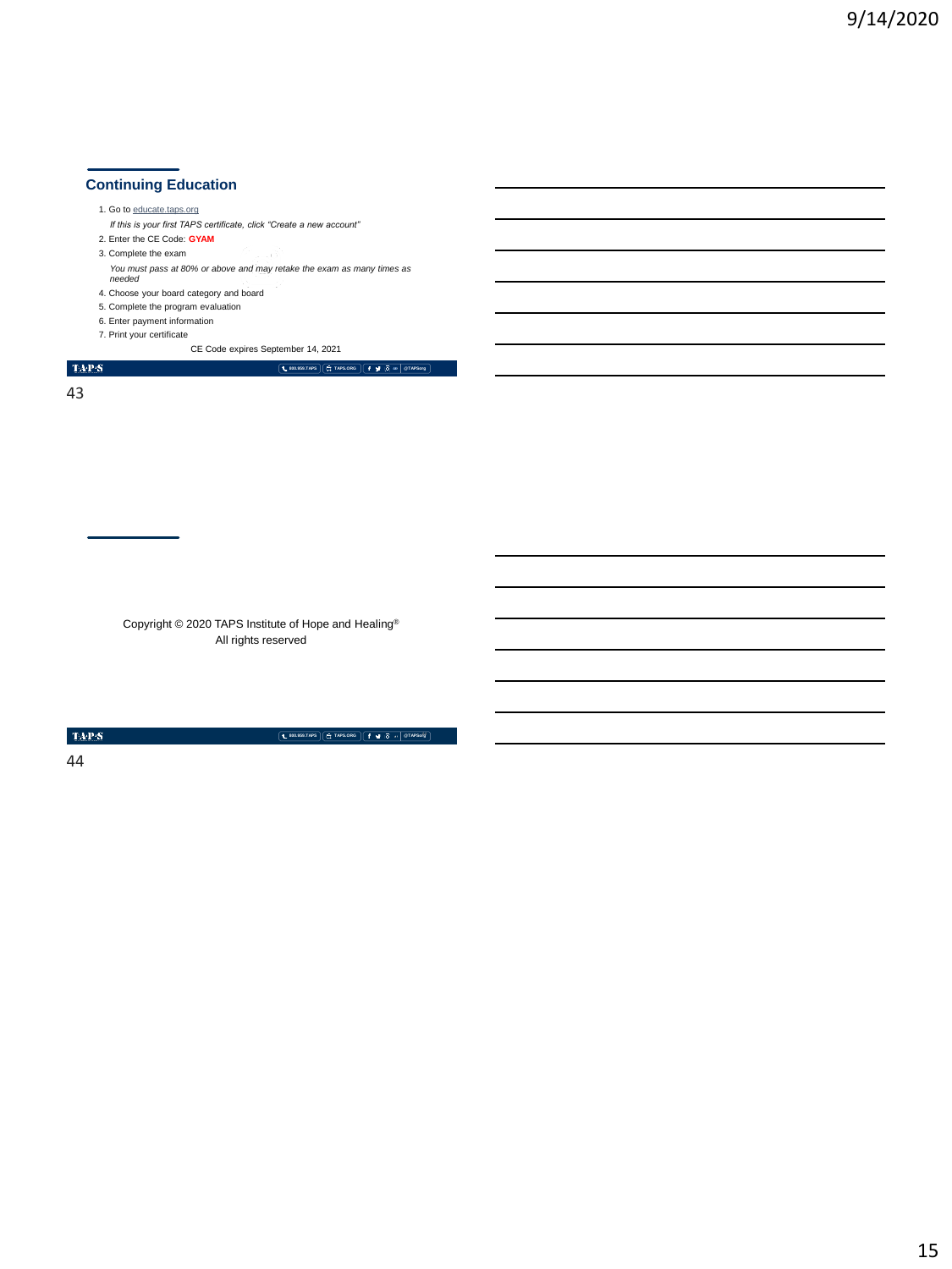## Continuing Education

1. Go to educate.taps.org

   *If this is your first TAPS certificate, click "Create a new account"*
2. Enter the CE Code: **GYAM**
3. Complete the exam

   *You must pass at 80% or above and may retake the exam as many times as needed*
4. Choose your board category and board
5. Complete the program evaluation
6. Enter payment information
7. Print your certificate

CE Code expires September 14, 2021

Copyright © 2020 TAPS Institute of Hope and Healing®
All rights reserved